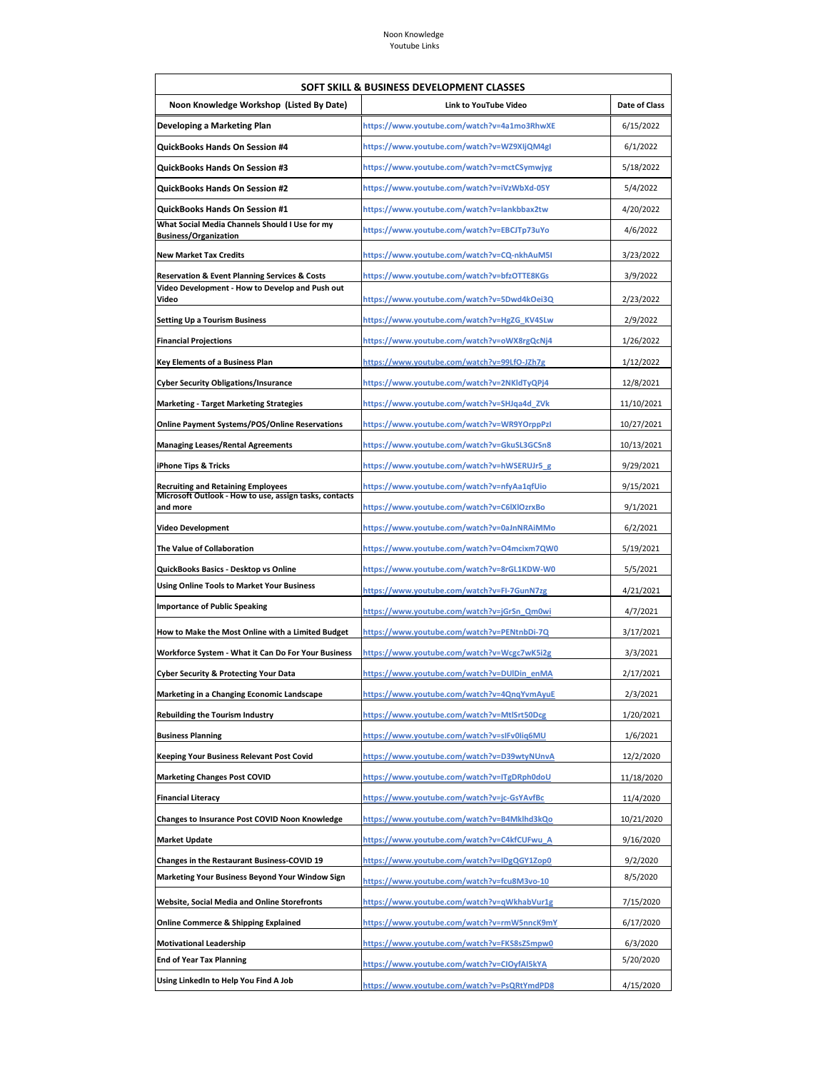Noon Knowledge
Youtube Links

| SOFT SKILL & BUSINESS DEVELOPMENT CLASSES | | |
|---|---|---|
| **Noon Knowledge Workshop (Listed By Date)** | **Link to YouTube Video** | **Date of Class** |
| **Developing a Marketing Plan** | https://www.youtube.com/watch?v=4a1mo3RhwXE | 6/15/2022 |
| **QuickBooks Hands On Session #4** | https://www.youtube.com/watch?v=WZ9XIjQM4gI | 6/1/2022 |
| **QuickBooks Hands On Session #3** | https://www.youtube.com/watch?v=mctCSymwjyg | 5/18/2022 |
| **QuickBooks Hands On Session #2** | https://www.youtube.com/watch?v=iVzWbXd-0SY | 5/4/2022 |
| **QuickBooks Hands On Session #1** | https://www.youtube.com/watch?v=Iankbbax2tw | 4/20/2022 |
| **What Social Media Channels Should I Use for my Business/Organization** | https://www.youtube.com/watch?v=EBCJTp73uYo | 4/6/2022 |
| **New Market Tax Credits** | https://www.youtube.com/watch?v=CQ-nkhAuM5I | 3/23/2022 |
| **Reservation & Event Planning Services & Costs** | https://www.youtube.com/watch?v=bfzOTTE8KGs | 3/9/2022 |
| **Video Development - How to Develop and Push out Video** | https://www.youtube.com/watch?v=5Dwd4kOei3Q | 2/23/2022 |
| **Setting Up a Tourism Business** | https://www.youtube.com/watch?v=HgZG_KV4SLw | 2/9/2022 |
| **Financial Projections** | https://www.youtube.com/watch?v=oWX8rgQcNj4 | 1/26/2022 |
| **Key Elements of a Business Plan** | https://www.youtube.com/watch?v=99LfO-JZh7g | 1/12/2022 |
| **Cyber Security Obligations/Insurance** | https://www.youtube.com/watch?v=2NKldTyQPj4 | 12/8/2021 |
| **Marketing - Target Marketing Strategies** | https://www.youtube.com/watch?v=SHJqa4d_ZVk | 11/10/2021 |
| **Online Payment Systems/POS/Online Reservations** | https://www.youtube.com/watch?v=WR9YOrppPzI | 10/27/2021 |
| **Managing Leases/Rental Agreements** | https://www.youtube.com/watch?v=GkuSL3GCSn8 | 10/13/2021 |
| **iPhone Tips & Tricks** | https://www.youtube.com/watch?v=hWSERUJr5_g | 9/29/2021 |
| **Recruiting and Retaining Employees** | https://www.youtube.com/watch?v=nfyAa1qfUio | 9/15/2021 |
| **Microsoft Outlook - How to use, assign tasks, contacts and more** | https://www.youtube.com/watch?v=C6lXlOzrxBo | 9/1/2021 |
| **Video Development** | https://www.youtube.com/watch?v=0aJnNRAiMMo | 6/2/2021 |
| **The Value of Collaboration** | https://www.youtube.com/watch?v=O4mcixm7QW0 | 5/19/2021 |
| **QuickBooks Basics - Desktop vs Online** | https://www.youtube.com/watch?v=8rGL1KDW-W0 | 5/5/2021 |
| **Using Online Tools to Market Your Business** | https://www.youtube.com/watch?v=FI-7GunN7zg | 4/21/2021 |
| **Importance of Public Speaking** | https://www.youtube.com/watch?v=jGrSn_Qm0wI | 4/7/2021 |
| **How to Make the Most Online with a Limited Budget** | https://www.youtube.com/watch?v=PENtnbDi-7Q | 3/17/2021 |
| **Workforce System - What it Can Do For Your Business** | https://www.youtube.com/watch?v=Wcgc7wK5i2g | 3/3/2021 |
| **Cyber Security & Protecting Your Data** | https://www.youtube.com/watch?v=DUlDin_enMA | 2/17/2021 |
| **Marketing in a Changing Economic Landscape** | https://www.youtube.com/watch?v=4QnqYvmAyuE | 2/3/2021 |
| **Rebuilding the Tourism Industry** | https://www.youtube.com/watch?v=MtlSrt50Dcg | 1/20/2021 |
| **Business Planning** | https://www.youtube.com/watch?v=sIFv0liq6MU | 1/6/2021 |
| **Keeping Your Business Relevant Post Covid** | https://www.youtube.com/watch?v=D39wtyNUnvA | 12/2/2020 |
| **Marketing Changes Post COVID** | https://www.youtube.com/watch?v=lTgDRph0doU | 11/18/2020 |
| **Financial Literacy** | https://www.youtube.com/watch?v=jc-GsYAvfBc | 11/4/2020 |
| **Changes to Insurance Post COVID Noon Knowledge** | https://www.youtube.com/watch?v=B4Mklhd3kQo | 10/21/2020 |
| **Market Update** | https://www.youtube.com/watch?v=C4kfCUFwu_A | 9/16/2020 |
| **Changes in the Restaurant Business-COVID 19** | https://www.youtube.com/watch?v=IDgQGY1Zop0 | 9/2/2020 |
| **Marketing Your Business Beyond Your Window Sign** | https://www.youtube.com/watch?v=fcu8M3vo-10 | 8/5/2020 |
| **Website, Social Media and Online Storefronts** | https://www.youtube.com/watch?v=qWkhabVur1g | 7/15/2020 |
| **Online Commerce & Shipping Explained** | https://www.youtube.com/watch?v=rmW5nncK9mY | 6/17/2020 |
| **Motivational Leadership** | https://www.youtube.com/watch?v=FKS8sZSmpw0 | 6/3/2020 |
| **End of Year Tax Planning** | https://www.youtube.com/watch?v=ClOyfAI5kYA | 5/20/2020 |
| **Using LinkedIn to Help You Find A Job** | https://www.youtube.com/watch?v=PsQRtYmdPD8 | 4/15/2020 |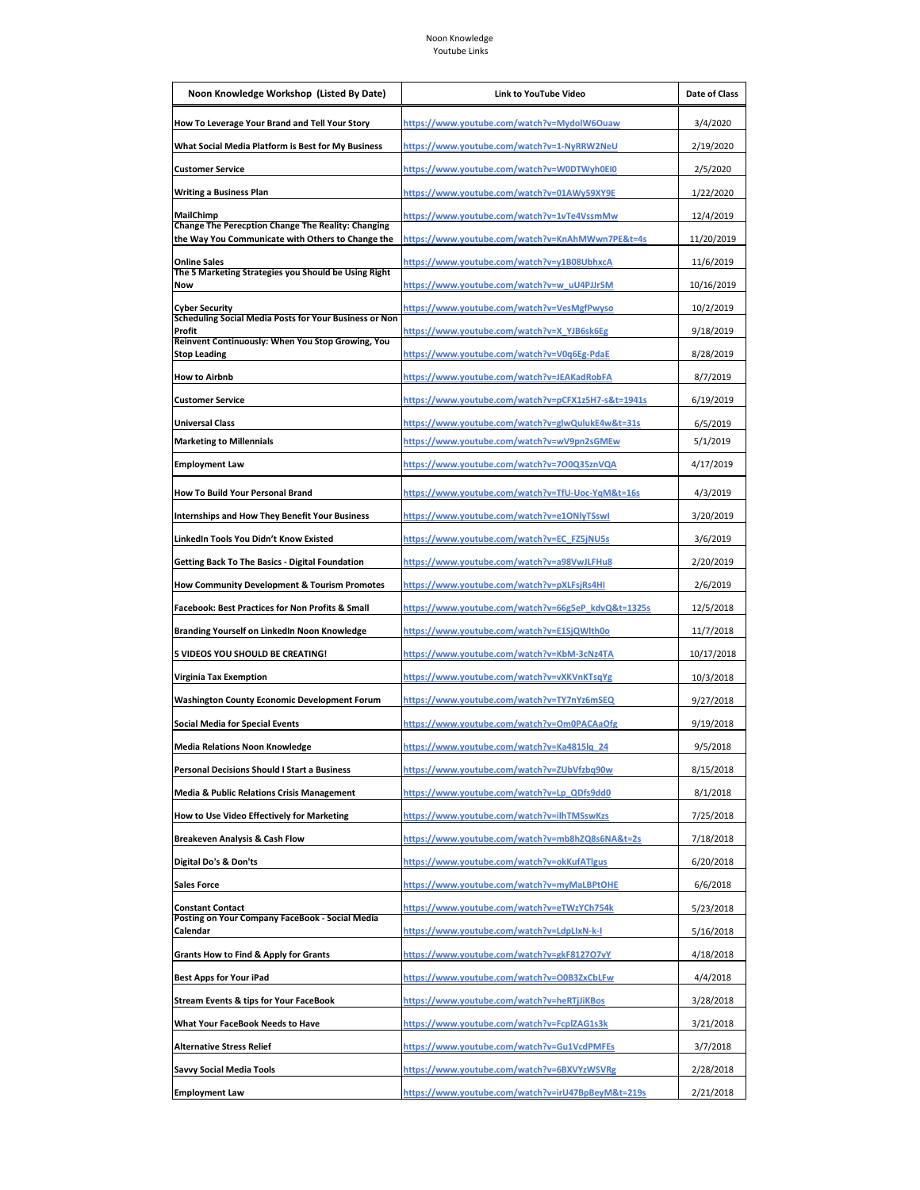Noon Knowledge
Youtube Links

| Noon Knowledge Workshop (Listed By Date) | Link to YouTube Video | Date of Class |
|---|---|---|
| How To Leverage Your Brand and Tell Your Story | https://www.youtube.com/watch?v=MydolW6Ouaw | 3/4/2020 |
| What Social Media Platform is Best for My Business | https://www.youtube.com/watch?v=1-NyRRW2NeU | 2/19/2020 |
| Customer Service | https://www.youtube.com/watch?v=W0DTWyh0EI0 | 2/5/2020 |
| Writing a Business Plan | https://www.youtube.com/watch?v=01AWy59XY9E | 1/22/2020 |
| MailChimp | https://www.youtube.com/watch?v=1vTe4VssmMw | 12/4/2019 |
| Change The Perecption Change The Reality: Changing the Way You Communicate with Others to Change the | https://www.youtube.com/watch?v=KnAhMWwn7PE&t=4s | 11/20/2019 |
| Online Sales | https://www.youtube.com/watch?v=y1B08UbhxcA | 11/6/2019 |
| The 5 Marketing Strategies you Should be Using Right Now | https://www.youtube.com/watch?v=w_uU4PJJr5M | 10/16/2019 |
| Cyber Security | https://www.youtube.com/watch?v=VesMgfPwyso | 10/2/2019 |
| Scheduling Social Media Posts for Your Business or Non Profit | https://www.youtube.com/watch?v=X_YJB6sk6Eg | 9/18/2019 |
| Reinvent Continuously: When You Stop Growing, You Stop Leading | https://www.youtube.com/watch?v=V0q6Eg-PdaE | 8/28/2019 |
| How to Airbnb | https://www.youtube.com/watch?v=JEAKadRobFA | 8/7/2019 |
| Customer Service | https://www.youtube.com/watch?v=pCFX1z5H7-s&t=1941s | 6/19/2019 |
| Universal Class | https://www.youtube.com/watch?v=glwQulukE4w&t=31s | 6/5/2019 |
| Marketing to Millennials | https://www.youtube.com/watch?v=wV9pn2sGMEw | 5/1/2019 |
| Employment Law | https://www.youtube.com/watch?v=7O0Q35znVQA | 4/17/2019 |
| How To Build Your Personal Brand | https://www.youtube.com/watch?v=TfU-Uoc-YqM&t=16s | 4/3/2019 |
| Internships and How They Benefit Your Business | https://www.youtube.com/watch?v=e1ONlyTSswI | 3/20/2019 |
| LinkedIn Tools You Didn't Know Existed | https://www.youtube.com/watch?v=EC_FZ5jNU5s | 3/6/2019 |
| Getting Back To The Basics - Digital Foundation | https://www.youtube.com/watch?v=a98VwJLFHu8 | 2/20/2019 |
| How Community Development & Tourism Promotes | https://www.youtube.com/watch?v=pXLFsjRs4HI | 2/6/2019 |
| Facebook: Best Practices for Non Profits & Small | https://www.youtube.com/watch?v=66g5eP_kdvQ&t=1325s | 12/5/2018 |
| Branding Yourself on LinkedIn Noon Knowledge | https://www.youtube.com/watch?v=E1SjQWlth0o | 11/7/2018 |
| 5 VIDEOS YOU SHOULD BE CREATING! | https://www.youtube.com/watch?v=KbM-3cNz4TA | 10/17/2018 |
| Virginia Tax Exemption | https://www.youtube.com/watch?v=vXKVnKTsqYg | 10/3/2018 |
| Washington County Economic Development Forum | https://www.youtube.com/watch?v=TY7nYz6mSEQ | 9/27/2018 |
| Social Media for Special Events | https://www.youtube.com/watch?v=Om0PACAaOfg | 9/19/2018 |
| Media Relations Noon Knowledge | https://www.youtube.com/watch?v=Ka4815lq_24 | 9/5/2018 |
| Personal Decisions Should I Start a Business | https://www.youtube.com/watch?v=ZUbVfzbq90w | 8/15/2018 |
| Media & Public Relations Crisis Management | https://www.youtube.com/watch?v=Lp_QDfs9dd0 | 8/1/2018 |
| How to Use Video Effectively for Marketing | https://www.youtube.com/watch?v=ilhTMSswKzs | 7/25/2018 |
| Breakeven Analysis & Cash Flow | https://www.youtube.com/watch?v=mb8hZQ8s6NA&t=2s | 7/18/2018 |
| Digital Do's & Don'ts | https://www.youtube.com/watch?v=okKufATlgus | 6/20/2018 |
| Sales Force | https://www.youtube.com/watch?v=myMaLBPtOHE | 6/6/2018 |
| Constant Contact | https://www.youtube.com/watch?v=eTWzYCh754k | 5/23/2018 |
| Posting on Your Company FaceBook - Social Media Calendar | https://www.youtube.com/watch?v=LdpLlxN-k-I | 5/16/2018 |
| Grants How to Find & Apply for Grants | https://www.youtube.com/watch?v=gkF8127O7vY | 4/18/2018 |
| Best Apps for Your iPad | https://www.youtube.com/watch?v=O0B3ZxCbLFw | 4/4/2018 |
| Stream Events & tips for Your FaceBook | https://www.youtube.com/watch?v=heRTjJiKBos | 3/28/2018 |
| What Your FaceBook Needs to Have | https://www.youtube.com/watch?v=FcplZAG1s3k | 3/21/2018 |
| Alternative Stress Relief | https://www.youtube.com/watch?v=Gu1VcdPMFEs | 3/7/2018 |
| Savvy Social Media Tools | https://www.youtube.com/watch?v=6BXVYzWSVRg | 2/28/2018 |
| Employment Law | https://www.youtube.com/watch?v=irU47BpBeyM&t=219s | 2/21/2018 |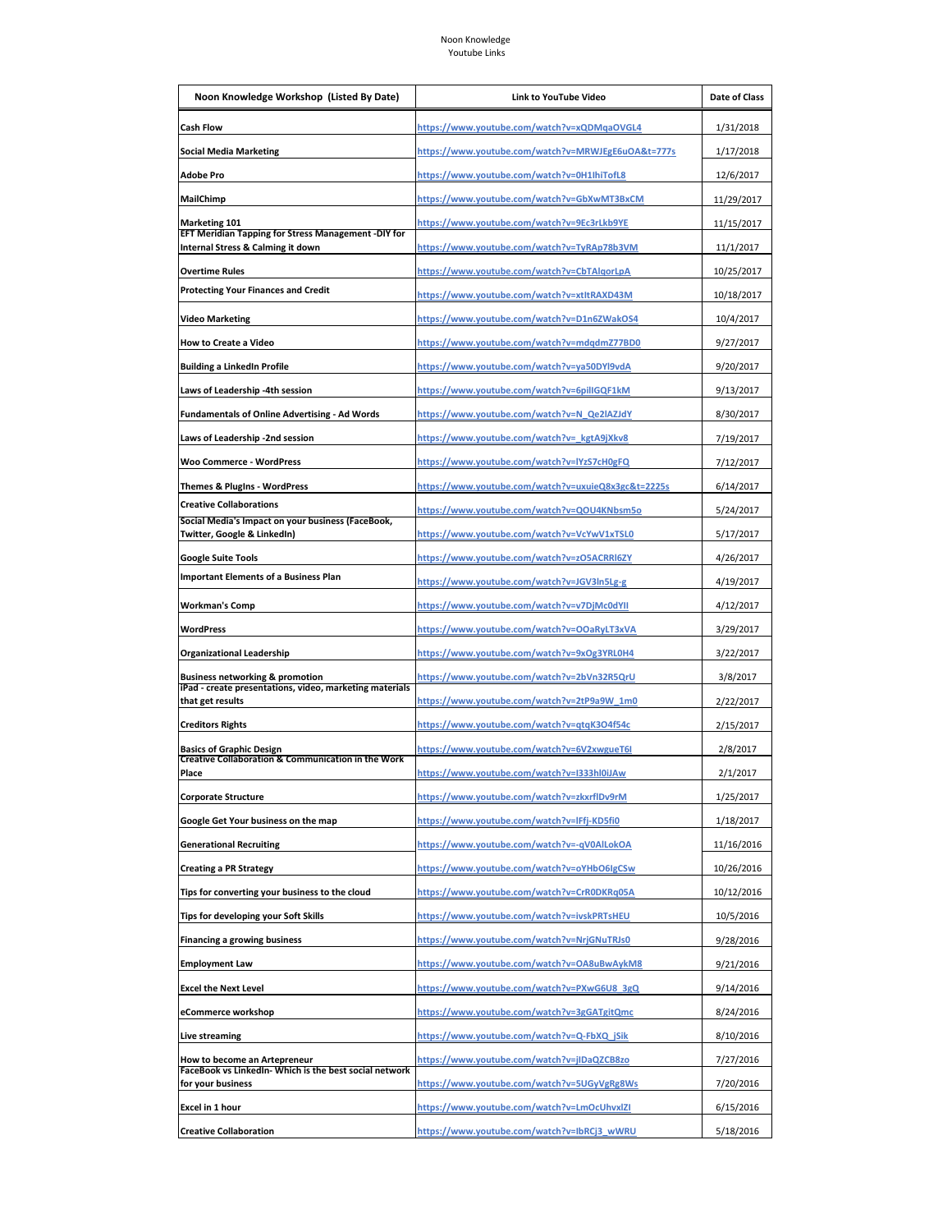Noon Knowledge
Youtube Links

| Noon Knowledge Workshop (Listed By Date) | Link to YouTube Video | Date of Class |
|---|---|---|
| **Cash Flow** | https://www.youtube.com/watch?v=xQDMqaOVGL4 | 1/31/2018 |
| **Social Media Marketing** | https://www.youtube.com/watch?v=MRWJEgE6uOA&t=777s | 1/17/2018 |
| **Adobe Pro** | https://www.youtube.com/watch?v=0H1lhiTofL8 | 12/6/2017 |
| **MailChimp** | https://www.youtube.com/watch?v=GbXwMT3BxCM | 11/29/2017 |
| **Marketing 101** | https://www.youtube.com/watch?v=9Ec3rLkb9YE | 11/15/2017 |
| **EFT Meridian Tapping for Stress Management -DIY for Internal Stress & Calming it down** | https://www.youtube.com/watch?v=TyRAp78b3VM | 11/1/2017 |
| **Overtime Rules** | https://www.youtube.com/watch?v=CbTAlqorLpA | 10/25/2017 |
| **Protecting Your Finances and Credit** | https://www.youtube.com/watch?v=xtItRAXD43M | 10/18/2017 |
| **Video Marketing** | https://www.youtube.com/watch?v=D1n6ZWakOS4 | 10/4/2017 |
| **How to Create a Video** | https://www.youtube.com/watch?v=mdqdmZ77BD0 | 9/27/2017 |
| **Building a LinkedIn Profile** | https://www.youtube.com/watch?v=ya50DYl9vdA | 9/20/2017 |
| **Laws of Leadership -4th session** | https://www.youtube.com/watch?v=6pilIGQF1kM | 9/13/2017 |
| **Fundamentals of Online Advertising - Ad Words** | https://www.youtube.com/watch?v=N_Qe2lAZJdY | 8/30/2017 |
| **Laws of Leadership -2nd session** | https://www.youtube.com/watch?v=_kgtA9jXkv8 | 7/19/2017 |
| **Woo Commerce - WordPress** | https://www.youtube.com/watch?v=lYzS7cH0gFQ | 7/12/2017 |
| **Themes & PlugIns - WordPress** | https://www.youtube.com/watch?v=uxuieQ8x3gc&t=2225s | 6/14/2017 |
| **Creative Collaborations** | https://www.youtube.com/watch?v=QOU4KNbsm5o | 5/24/2017 |
| **Social Media's Impact on your business (FaceBook, Twitter, Google & LinkedIn)** | https://www.youtube.com/watch?v=VcYwV1xTSL0 | 5/17/2017 |
| **Google Suite Tools** | https://www.youtube.com/watch?v=zO5ACRRl6ZY | 4/26/2017 |
| **Important Elements of a Business Plan** | https://www.youtube.com/watch?v=JGV3ln5Lg-g | 4/19/2017 |
| **Workman's Comp** | https://www.youtube.com/watch?v=v7DjMc0dYII | 4/12/2017 |
| **WordPress** | https://www.youtube.com/watch?v=OOaRyLT3xVA | 3/29/2017 |
| **Organizational Leadership** | https://www.youtube.com/watch?v=9xOg3YRL0H4 | 3/22/2017 |
| **Business networking & promotion** | https://www.youtube.com/watch?v=2bVn32R5QrU | 3/8/2017 |
| **iPad - create presentations, video, marketing materials that get results** | https://www.youtube.com/watch?v=2tP9a9W_1m0 | 2/22/2017 |
| **Creditors Rights** | https://www.youtube.com/watch?v=qtqK3O4f54c | 2/15/2017 |
| **Basics of Graphic Design** | https://www.youtube.com/watch?v=6V2xwgueT6I | 2/8/2017 |
| **Creative Collaboration & Communication in the Work Place** | https://www.youtube.com/watch?v=I333hl0iJAw | 2/1/2017 |
| **Corporate Structure** | https://www.youtube.com/watch?v=zkxrflDv9rM | 1/25/2017 |
| **Google Get Your business on the map** | https://www.youtube.com/watch?v=lFfj-KD5fi0 | 1/18/2017 |
| **Generational Recruiting** | https://www.youtube.com/watch?v=-qV0AlLokOA | 11/16/2016 |
| **Creating a PR Strategy** | https://www.youtube.com/watch?v=oYHbO6lgCSw | 10/26/2016 |
| **Tips for converting your business to the cloud** | https://www.youtube.com/watch?v=CrR0DKRq05A | 10/12/2016 |
| **Tips for developing your Soft Skills** | https://www.youtube.com/watch?v=ivskPRTsHEU | 10/5/2016 |
| **Financing a growing business** | https://www.youtube.com/watch?v=NrjGNuTRJs0 | 9/28/2016 |
| **Employment Law** | https://www.youtube.com/watch?v=OA8uBwAykM8 | 9/21/2016 |
| **Excel the Next Level** | https://www.youtube.com/watch?v=PXwG6U8_3gQ | 9/14/2016 |
| **eCommerce workshop** | https://www.youtube.com/watch?v=3gGATgitQmc | 8/24/2016 |
| **Live streaming** | https://www.youtube.com/watch?v=Q-FbXQ_jSik | 8/10/2016 |
| **How to become an Artepreneur** | https://www.youtube.com/watch?v=jIDaQZCB8zo | 7/27/2016 |
| **FaceBook vs LinkedIn- Which is the best social network for your business** | https://www.youtube.com/watch?v=5UGyVgRg8Ws | 7/20/2016 |
| **Excel in 1 hour** | https://www.youtube.com/watch?v=LmOcUhvxlZI | 6/15/2016 |
| **Creative Collaboration** | https://www.youtube.com/watch?v=IbRCj3_wWRU | 5/18/2016 |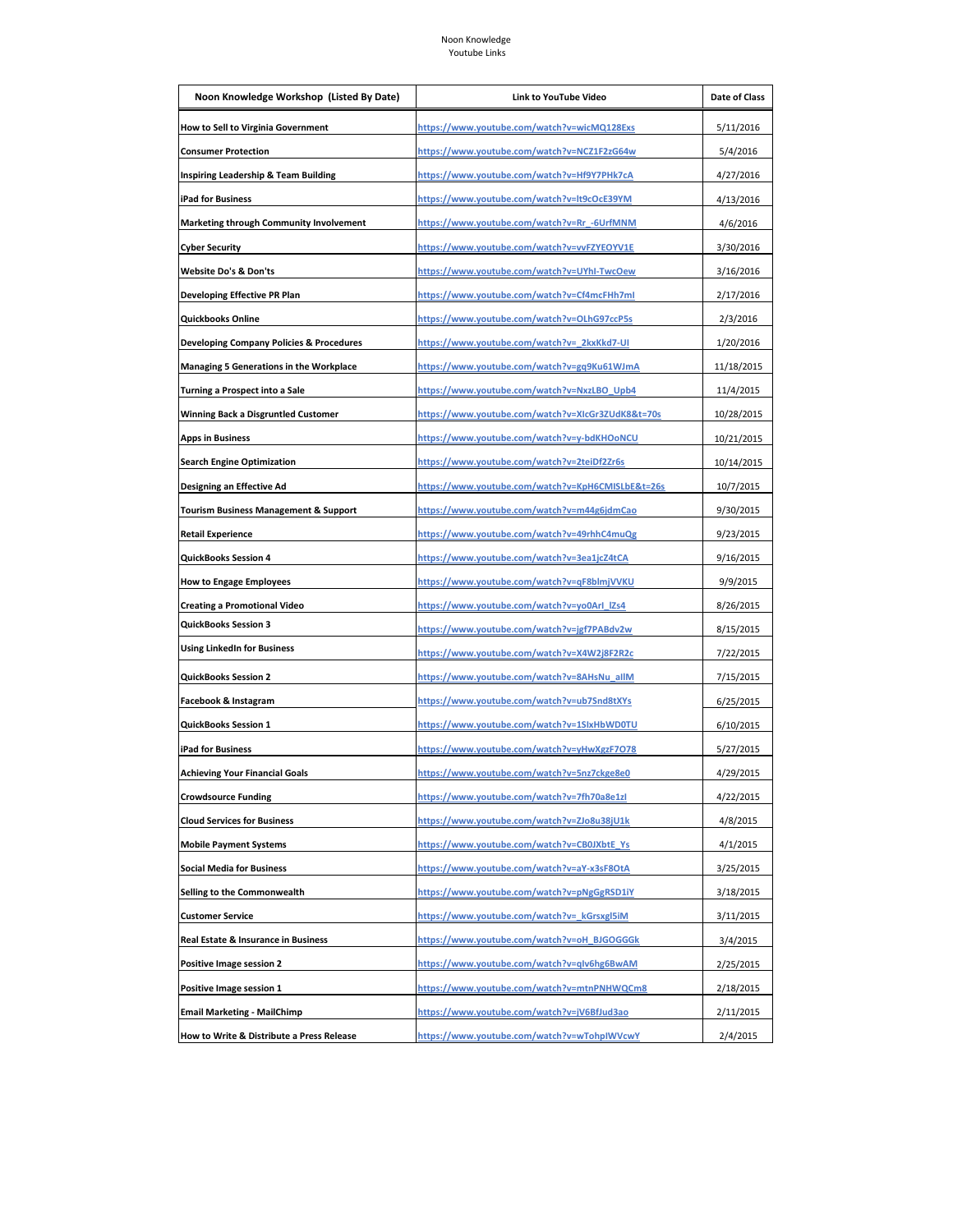Noon Knowledge
Youtube Links

| Noon Knowledge Workshop (Listed By Date) | Link to YouTube Video | Date of Class |
|---|---|---|
| How to Sell to Virginia Government | https://www.youtube.com/watch?v=wicMQ128Exs | 5/11/2016 |
| Consumer Protection | https://www.youtube.com/watch?v=NCZ1F2zG64w | 5/4/2016 |
| Inspiring Leadership & Team Building | https://www.youtube.com/watch?v=Hf9Y7PHk7cA | 4/27/2016 |
| iPad for Business | https://www.youtube.com/watch?v=It9cOcE39YM | 4/13/2016 |
| Marketing through Community Involvement | https://www.youtube.com/watch?v=Rr_-6UrfMNM | 4/6/2016 |
| Cyber Security | https://www.youtube.com/watch?v=vvFZYEOYV1E | 3/30/2016 |
| Website Do's & Don'ts | https://www.youtube.com/watch?v=UYhI-TwcOew | 3/16/2016 |
| Developing Effective PR Plan | https://www.youtube.com/watch?v=Cf4mcFHh7ml | 2/17/2016 |
| Quickbooks Online | https://www.youtube.com/watch?v=OLhG97ccP5s | 2/3/2016 |
| Developing Company Policies & Procedures | https://www.youtube.com/watch?v=_2kxKkd7-UI | 1/20/2016 |
| Managing 5 Generations in the Workplace | https://www.youtube.com/watch?v=gq9Ku61WJmA | 11/18/2015 |
| Turning a Prospect into a Sale | https://www.youtube.com/watch?v=NxzLBO_Upb4 | 11/4/2015 |
| Winning Back a Disgruntled Customer | https://www.youtube.com/watch?v=XIcGr3ZUdK8&t=70s | 10/28/2015 |
| Apps in Business | https://www.youtube.com/watch?v=y-bdKHOoNCU | 10/21/2015 |
| Search Engine Optimization | https://www.youtube.com/watch?v=2teiDf2Zr6s | 10/14/2015 |
| Designing an Effective Ad | https://www.youtube.com/watch?v=KpH6CMISLbE&t=26s | 10/7/2015 |
| Tourism Business Management & Support | https://www.youtube.com/watch?v=m44g6jdmCao | 9/30/2015 |
| Retail Experience | https://www.youtube.com/watch?v=49rhhC4muQg | 9/23/2015 |
| QuickBooks Session 4 | https://www.youtube.com/watch?v=3ea1jcZ4tCA | 9/16/2015 |
| How to Engage Employees | https://www.youtube.com/watch?v=qF8blmjVVKU | 9/9/2015 |
| Creating a Promotional Video | https://www.youtube.com/watch?v=yo0ArI_lZs4 | 8/26/2015 |
| QuickBooks Session 3 | https://www.youtube.com/watch?v=jgf7PABdv2w | 8/15/2015 |
| Using LinkedIn for Business | https://www.youtube.com/watch?v=X4W2j8F2R2c | 7/22/2015 |
| QuickBooks Session 2 | https://www.youtube.com/watch?v=8AHsNu_allM | 7/15/2015 |
| Facebook & Instagram | https://www.youtube.com/watch?v=ub7Snd8tXYs | 6/25/2015 |
| QuickBooks Session 1 | https://www.youtube.com/watch?v=1SIxHbWD0TU | 6/10/2015 |
| iPad for Business | https://www.youtube.com/watch?v=yHwXgzF7O78 | 5/27/2015 |
| Achieving Your Financial Goals | https://www.youtube.com/watch?v=5nz7ckge8e0 | 4/29/2015 |
| Crowdsource Funding | https://www.youtube.com/watch?v=7fh70a8e1zI | 4/22/2015 |
| Cloud Services for Business | https://www.youtube.com/watch?v=ZJo8u38jU1k | 4/8/2015 |
| Mobile Payment Systems | https://www.youtube.com/watch?v=CB0JXbtE_Ys | 4/1/2015 |
| Social Media for Business | https://www.youtube.com/watch?v=aY-x3sF8OtA | 3/25/2015 |
| Selling to the Commonwealth | https://www.youtube.com/watch?v=pNgGgRSD1iY | 3/18/2015 |
| Customer Service | https://www.youtube.com/watch?v=_kGrsxgl5iM | 3/11/2015 |
| Real Estate & Insurance in Business | https://www.youtube.com/watch?v=oH_BJGOGGGk | 3/4/2015 |
| Positive Image session 2 | https://www.youtube.com/watch?v=qlv6hg6BwAM | 2/25/2015 |
| Positive Image session 1 | https://www.youtube.com/watch?v=mtnPNHWQCm8 | 2/18/2015 |
| Email Marketing - MailChimp | https://www.youtube.com/watch?v=jV6BfJud3ao | 2/11/2015 |
| How to Write & Distribute a Press Release | https://www.youtube.com/watch?v=wTohplWVcwY | 2/4/2015 |